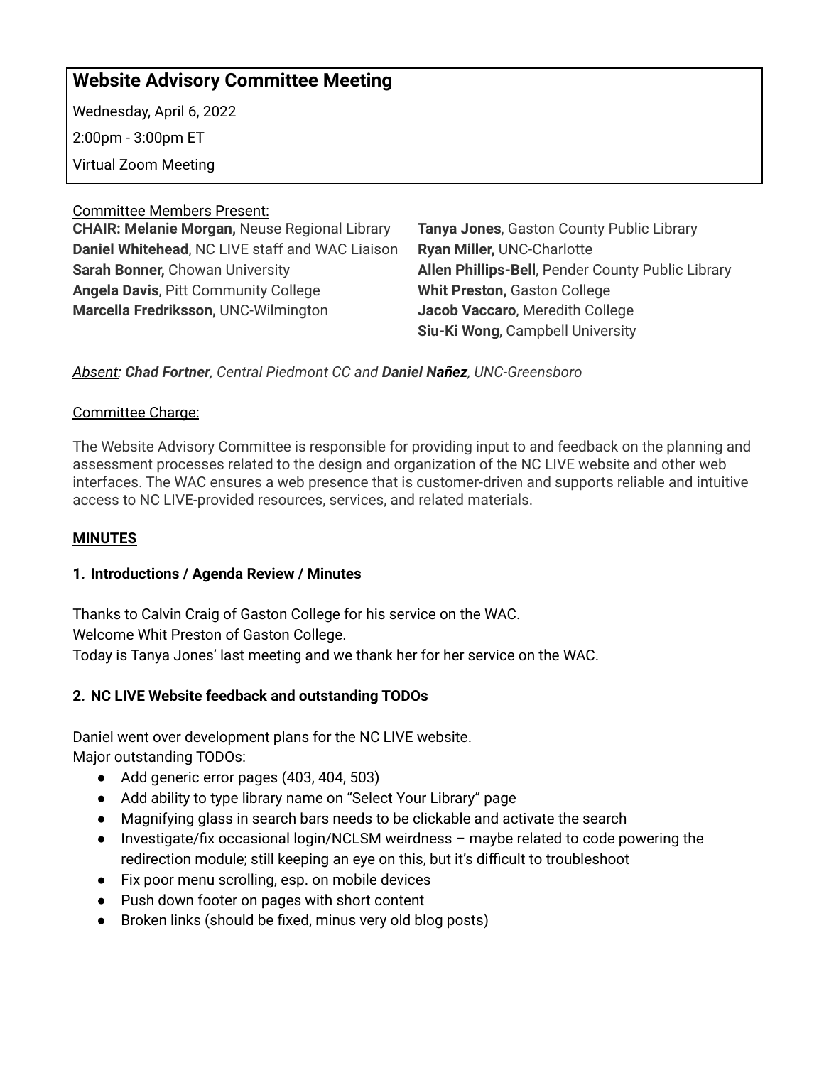# Website Advisory Committee Meeting

Wednesday, April 6, 2022

2:00pm - 3:00pm ET

Virtual Zoom Meeting

Committee Members Present:

**CHAIR: Melanie Morgan,** Neuse Regional Library
**Daniel Whitehead**, NC LIVE staff and WAC Liaison
**Sarah Bonner,** Chowan University
**Angela Davis**, Pitt Community College
**Marcella Fredriksson,** UNC-Wilmington
**Tanya Jones**, Gaston County Public Library
**Ryan Miller,** UNC-Charlotte
**Allen Phillips-Bell**, Pender County Public Library
**Whit Preston,** Gaston College
**Jacob Vaccaro**, Meredith College
**Siu-Ki Wong**, Campbell University

*Absent: **Chad Fortner**, Central Piedmont CC and **Daniel Nañez**, UNC-Greensboro*

Committee Charge:

The Website Advisory Committee is responsible for providing input to and feedback on the planning and assessment processes related to the design and organization of the NC LIVE website and other web interfaces. The WAC ensures a web presence that is customer-driven and supports reliable and intuitive access to NC LIVE-provided resources, services, and related materials.

## MINUTES

### 1. Introductions / Agenda Review / Minutes

Thanks to Calvin Craig of Gaston College for his service on the WAC.
Welcome Whit Preston of Gaston College.
Today is Tanya Jones' last meeting and we thank her for her service on the WAC.

### 2. NC LIVE Website feedback and outstanding TODOs

Daniel went over development plans for the NC LIVE website.
Major outstanding TODOs:

- Add generic error pages (403, 404, 503)
- Add ability to type library name on "Select Your Library" page
- Magnifying glass in search bars needs to be clickable and activate the search
- Investigate/fix occasional login/NCLSM weirdness – maybe related to code powering the redirection module; still keeping an eye on this, but it's difficult to troubleshoot
- Fix poor menu scrolling, esp. on mobile devices
- Push down footer on pages with short content
- Broken links (should be fixed, minus very old blog posts)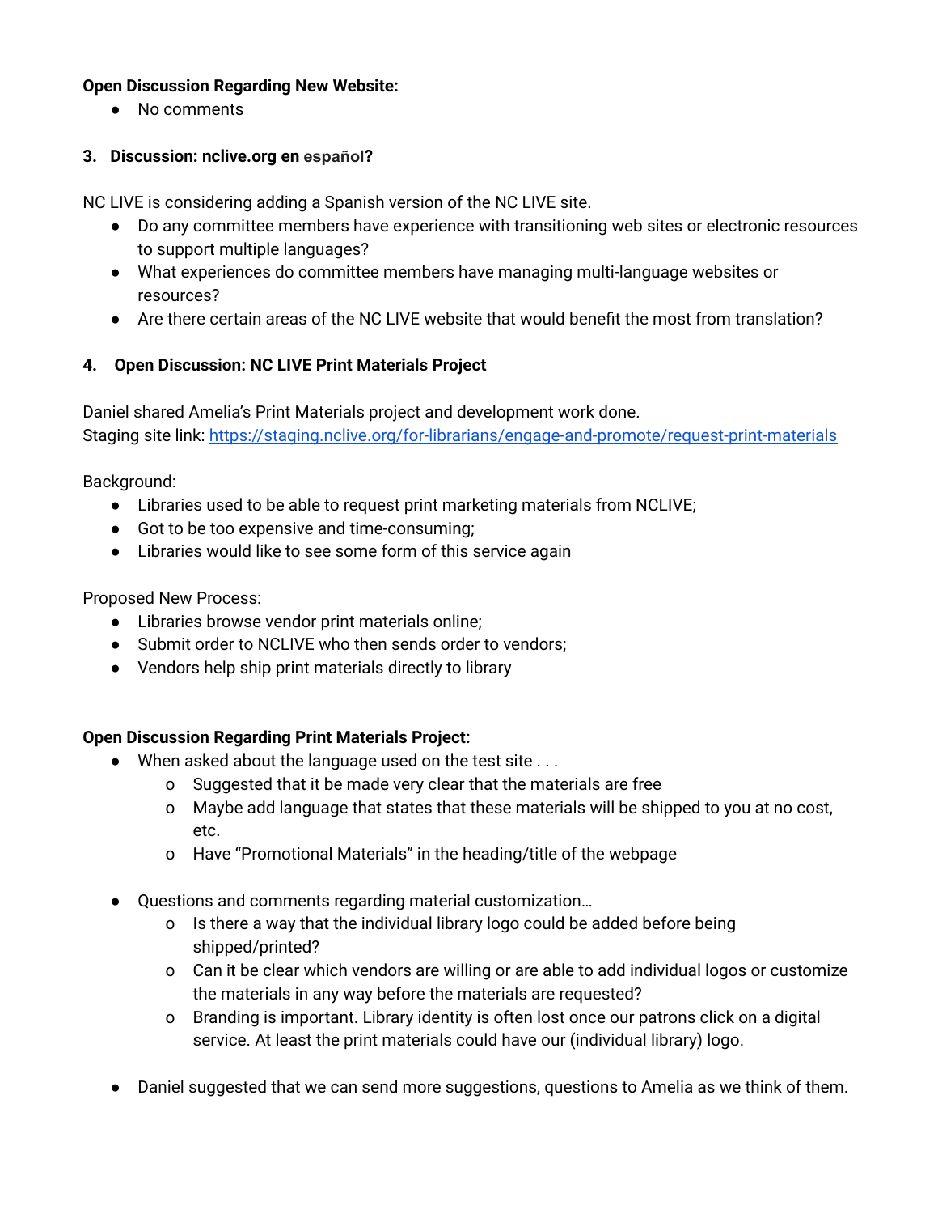**Open Discussion Regarding New Website:**

- No comments

## 3. Discussion: nclive.org en español?

NC LIVE is considering adding a Spanish version of the NC LIVE site.

- Do any committee members have experience with transitioning web sites or electronic resources to support multiple languages?
- What experiences do committee members have managing multi-language websites or resources?
- Are there certain areas of the NC LIVE website that would benefit the most from translation?

## 4. Open Discussion: NC LIVE Print Materials Project

Daniel shared Amelia's Print Materials project and development work done.
Staging site link: https://staging.nclive.org/for-librarians/engage-and-promote/request-print-materials

Background:

- Libraries used to be able to request print marketing materials from NCLIVE;
- Got to be too expensive and time-consuming;
- Libraries would like to see some form of this service again

Proposed New Process:

- Libraries browse vendor print materials online;
- Submit order to NCLIVE who then sends order to vendors;
- Vendors help ship print materials directly to library

**Open Discussion Regarding Print Materials Project:**

- When asked about the language used on the test site . . .
  - Suggested that it be made very clear that the materials are free
  - Maybe add language that states that these materials will be shipped to you at no cost, etc.
  - Have "Promotional Materials" in the heading/title of the webpage

- Questions and comments regarding material customization…
  - Is there a way that the individual library logo could be added before being shipped/printed?
  - Can it be clear which vendors are willing or are able to add individual logos or customize the materials in any way before the materials are requested?
  - Branding is important. Library identity is often lost once our patrons click on a digital service. At least the print materials could have our (individual library) logo.

- Daniel suggested that we can send more suggestions, questions to Amelia as we think of them.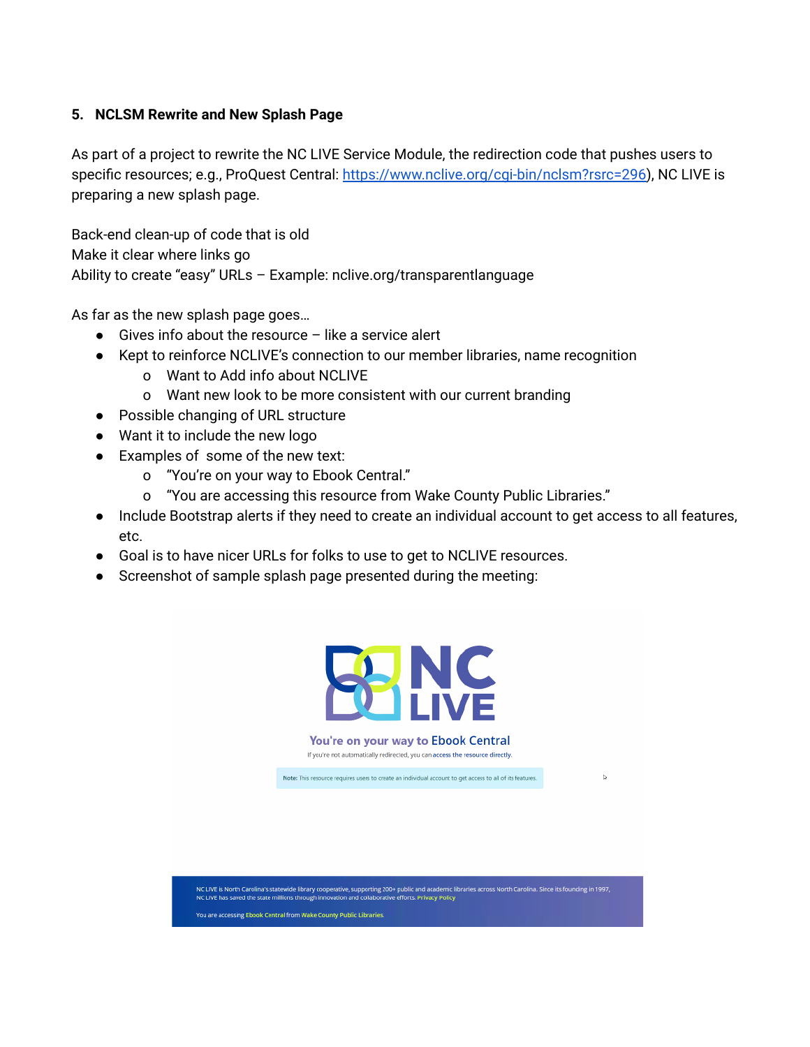**5. NCLSM Rewrite and New Splash Page**

As part of a project to rewrite the NC LIVE Service Module, the redirection code that pushes users to specific resources; e.g., ProQuest Central: https://www.nclive.org/cgi-bin/nclsm?rsrc=296), NC LIVE is preparing a new splash page.

Back-end clean-up of code that is old
Make it clear where links go
Ability to create "easy" URLs – Example: nclive.org/transparentlanguage

As far as the new splash page goes…

- Gives info about the resource – like a service alert
- Kept to reinforce NCLIVE's connection to our member libraries, name recognition
  - Want to Add info about NCLIVE
  - Want new look to be more consistent with our current branding
- Possible changing of URL structure
- Want it to include the new logo
- Examples of some of the new text:
  - "You're on your way to Ebook Central."
  - "You are accessing this resource from Wake County Public Libraries."
- Include Bootstrap alerts if they need to create an individual account to get access to all features, etc.
- Goal is to have nicer URLs for folks to use to get to NCLIVE resources.
- Screenshot of sample splash page presented during the meeting:

NC LIVE

You're on your way to Ebook Central

If you're not automatically redirected, you can access the resource directly.

Note: This resource requires users to create an individual account to get access to all of its features.

NC LIVE is North Carolina's statewide library cooperative, supporting 200+ public and academic libraries across North Carolina. Since its founding in 1997, NC LIVE has saved the state millions through innovation and collaborative efforts. Privacy Policy

You are accessing Ebook Central from Wake County Public Libraries.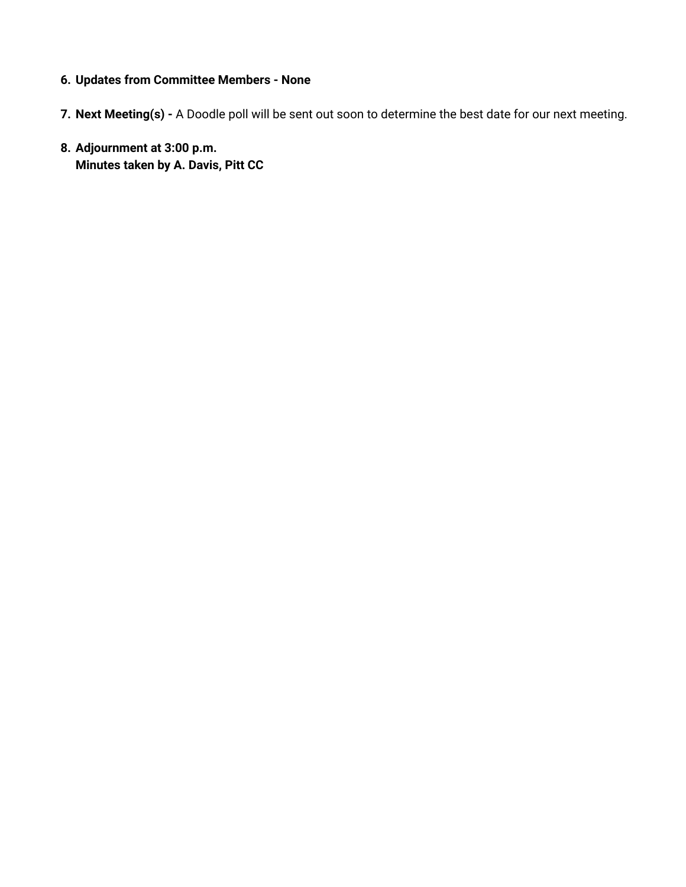6. **Updates from Committee Members - None**

7. **Next Meeting(s) -** A Doodle poll will be sent out soon to determine the best date for our next meeting.

8. **Adjournment at 3:00 p.m.**
   **Minutes taken by A. Davis, Pitt CC**